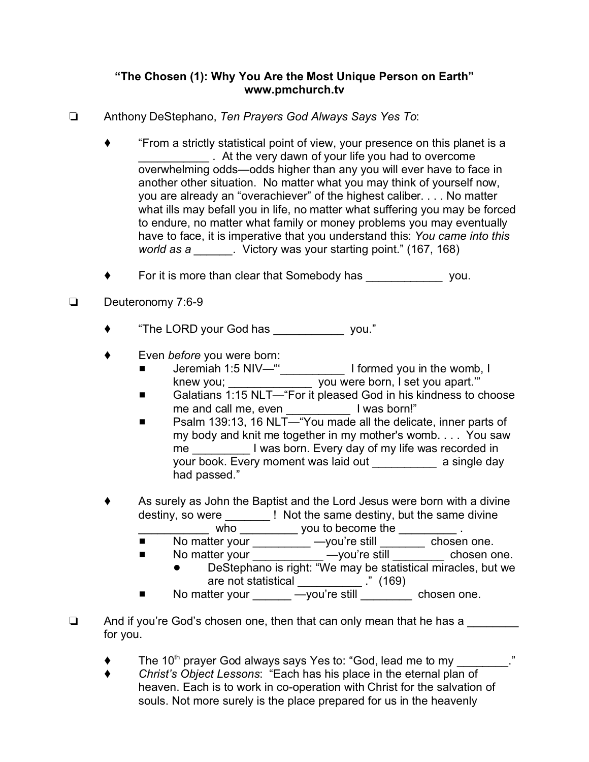**“The Chosen (1): Why You Are the Most Unique Person on Earth”**
**www.pmchurch.tv**

- ❏ Anthony DeStephano, *Ten Prayers God Always Says Yes To*:

    - ♦ “From a strictly statistical point of view, your presence on this planet is a ___________ . At the very dawn of your life you had to overcome overwhelming odds—odds higher than any you will ever have to face in another other situation. No matter what you may think of yourself now, you are already an “overachiever” of the highest caliber. . . . No matter what ills may befall you in life, no matter what suffering you may be forced to endure, no matter what family or money problems you may eventually have to face, it is imperative that you understand this: *You came into this world as a ______.* Victory was your starting point.” (167, 168)

    - ♦ For it is more than clear that Somebody has ____________ you.

- ❏ Deuteronomy 7:6-9

    - ♦ “The LORD your God has ___________ you.”

    - ♦ Even *before* you were born:
        - ■ Jeremiah 1:5 NIV—“‘__________ I formed you in the womb, I knew you; _____________ you were born, I set you apart.’”
        - ■ Galatians 1:15 NLT—“For it pleased God in his kindness to choose me and call me, even __________ I was born!”
        - ■ Psalm 139:13, 16 NLT—“You made all the delicate, inner parts of my body and knit me together in my mother's womb. . . . You saw me _________ I was born. Every day of my life was recorded in your book. Every moment was laid out __________ a single day had passed.”

    - ♦ As surely as John the Baptist and the Lord Jesus were born with a divine destiny, so were _______ ! Not the same destiny, but the same divine ___________ who _________ you to become the _________ .
        - ■ No matter your _________ —you’re still _______ chosen one.
        - ■ No matter your ___________ —you’re still ________ chosen one.
            - ● DeStephano is right: “We may be statistical miracles, but we are not statistical __________ .” (169)
        - ■ No matter your ______ —you’re still ________ chosen one.

- ❏ And if you’re God’s chosen one, then that can only mean that he has a ________ for you.

    - ♦ The 10th prayer God always says Yes to: “God, lead me to my ________.”
    - ♦ *Christ’s Object Lessons*: “Each has his place in the eternal plan of heaven. Each is to work in co-operation with Christ for the salvation of souls. Not more surely is the place prepared for us in the heavenly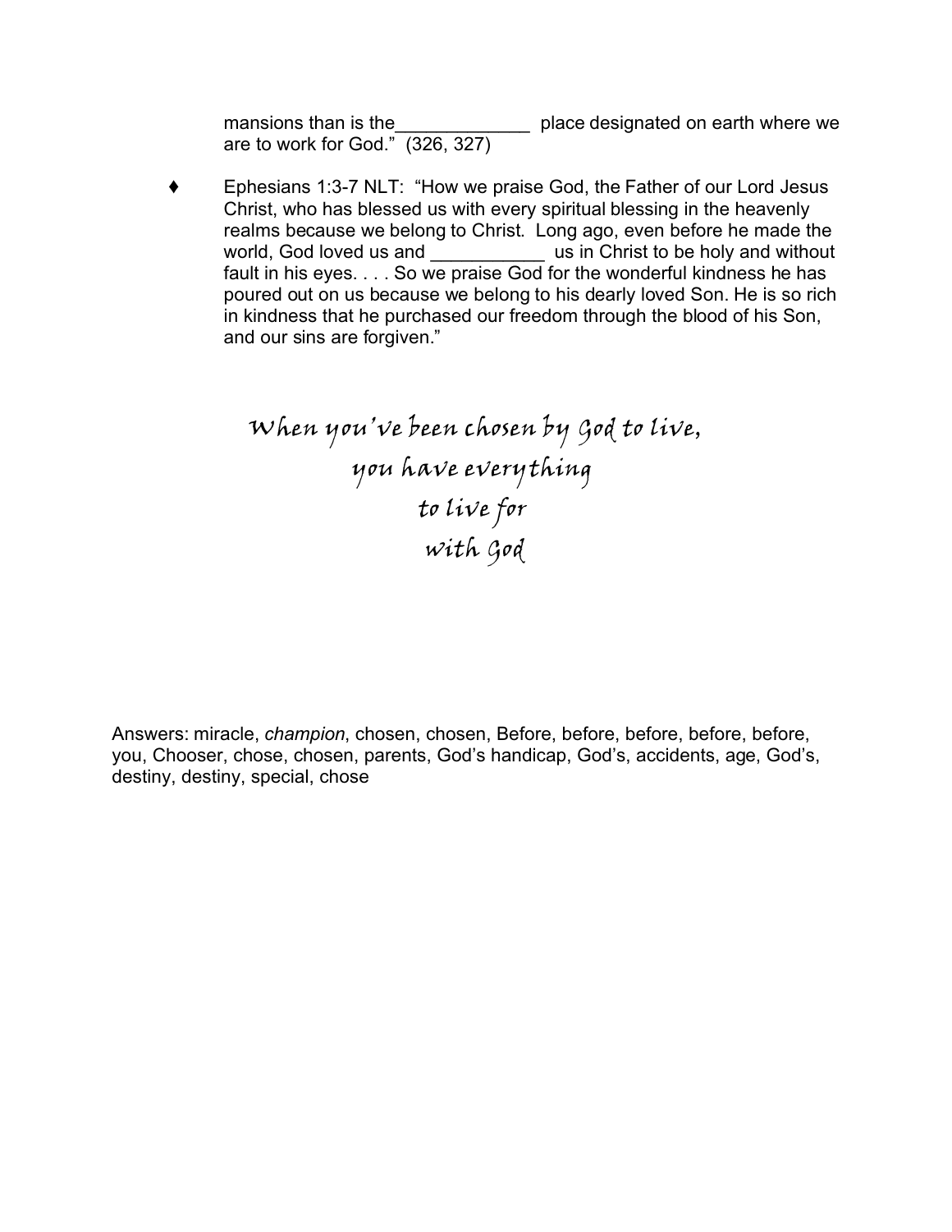mansions than is the_____________ place designated on earth where we are to work for God." (326, 327)

- Ephesians 1:3-7 NLT: "How we praise God, the Father of our Lord Jesus Christ, who has blessed us with every spiritual blessing in the heavenly realms because we belong to Christ. Long ago, even before he made the world, God loved us and ___________ us in Christ to be holy and without fault in his eyes. . . . So we praise God for the wonderful kindness he has poured out on us because we belong to his dearly loved Son. He is so rich in kindness that he purchased our freedom through the blood of his Son, and our sins are forgiven."

*When you've been chosen by God to live,*
*you have everything*
*to live for*
*with God*

Answers: miracle, *champion*, chosen, chosen, Before, before, before, before, before, you, Chooser, chose, chosen, parents, God's handicap, God's, accidents, age, God's, destiny, destiny, special, chose